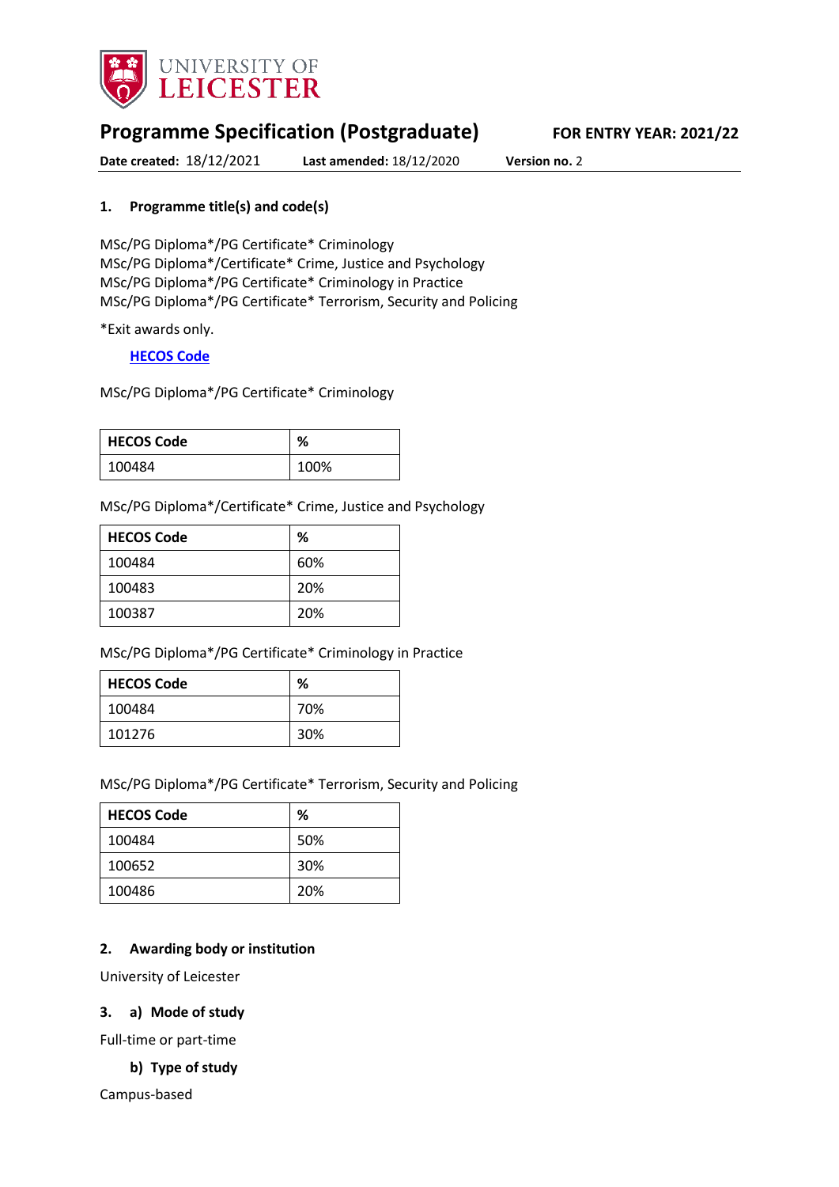# Programme Specification (Postgraduate)

**FOR ENTRY YEAR: 2021/22**

**Date created:** 18/12/2021 **Last amended:** 18/12/2020 **Version no.** 2

## 1. Programme title(s) and code(s)

MSc/PG Diploma*/PG Certificate* Criminology
MSc/PG Diploma*/Certificate* Crime, Justice and Psychology
MSc/PG Diploma*/PG Certificate* Criminology in Practice
MSc/PG Diploma*/PG Certificate* Terrorism, Security and Policing

*Exit awards only.

**HECOS Code**

MSc/PG Diploma*/PG Certificate* Criminology

| HECOS Code | % |
|---|---|
| 100484 | 100% |

MSc/PG Diploma*/Certificate* Crime, Justice and Psychology

| HECOS Code | % |
|---|---|
| 100484 | 60% |
| 100483 | 20% |
| 100387 | 20% |

MSc/PG Diploma*/PG Certificate* Criminology in Practice

| HECOS Code | % |
|---|---|
| 100484 | 70% |
| 101276 | 30% |

MSc/PG Diploma*/PG Certificate* Terrorism, Security and Policing

| HECOS Code | % |
|---|---|
| 100484 | 50% |
| 100652 | 30% |
| 100486 | 20% |

## 2. Awarding body or institution

University of Leicester

## 3. a) Mode of study

Full-time or part-time

### b) Type of study

Campus-based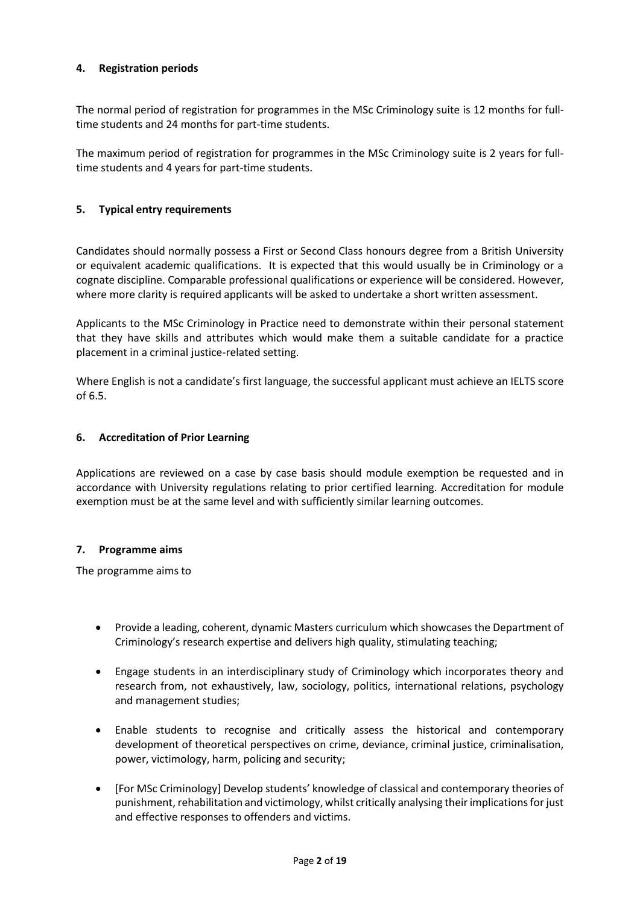## 4. Registration periods

The normal period of registration for programmes in the MSc Criminology suite is 12 months for full-time students and 24 months for part-time students.

The maximum period of registration for programmes in the MSc Criminology suite is 2 years for full-time students and 4 years for part-time students.

## 5. Typical entry requirements

Candidates should normally possess a First or Second Class honours degree from a British University or equivalent academic qualifications. It is expected that this would usually be in Criminology or a cognate discipline. Comparable professional qualifications or experience will be considered. However, where more clarity is required applicants will be asked to undertake a short written assessment.

Applicants to the MSc Criminology in Practice need to demonstrate within their personal statement that they have skills and attributes which would make them a suitable candidate for a practice placement in a criminal justice-related setting.

Where English is not a candidate's first language, the successful applicant must achieve an IELTS score of 6.5.

## 6. Accreditation of Prior Learning

Applications are reviewed on a case by case basis should module exemption be requested and in accordance with University regulations relating to prior certified learning. Accreditation for module exemption must be at the same level and with sufficiently similar learning outcomes.

## 7. Programme aims

The programme aims to

- Provide a leading, coherent, dynamic Masters curriculum which showcases the Department of Criminology's research expertise and delivers high quality, stimulating teaching;
- Engage students in an interdisciplinary study of Criminology which incorporates theory and research from, not exhaustively, law, sociology, politics, international relations, psychology and management studies;
- Enable students to recognise and critically assess the historical and contemporary development of theoretical perspectives on crime, deviance, criminal justice, criminalisation, power, victimology, harm, policing and security;
- [For MSc Criminology] Develop students' knowledge of classical and contemporary theories of punishment, rehabilitation and victimology, whilst critically analysing their implications for just and effective responses to offenders and victims.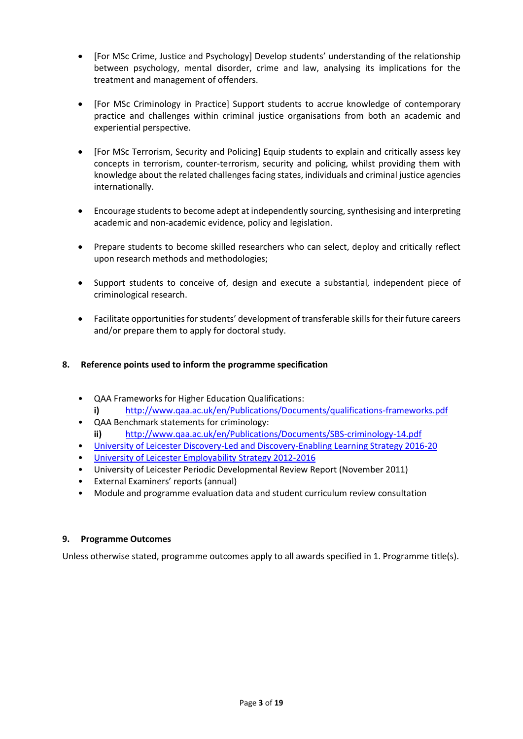- [For MSc Crime, Justice and Psychology] Develop students' understanding of the relationship between psychology, mental disorder, crime and law, analysing its implications for the treatment and management of offenders.

- [For MSc Criminology in Practice] Support students to accrue knowledge of contemporary practice and challenges within criminal justice organisations from both an academic and experiential perspective.

- [For MSc Terrorism, Security and Policing] Equip students to explain and critically assess key concepts in terrorism, counter-terrorism, security and policing, whilst providing them with knowledge about the related challenges facing states, individuals and criminal justice agencies internationally.

- Encourage students to become adept at independently sourcing, synthesising and interpreting academic and non-academic evidence, policy and legislation.

- Prepare students to become skilled researchers who can select, deploy and critically reflect upon research methods and methodologies;

- Support students to conceive of, design and execute a substantial, independent piece of criminological research.

- Facilitate opportunities for students' development of transferable skills for their future careers and/or prepare them to apply for doctoral study.

## 8. Reference points used to inform the programme specification

- QAA Frameworks for Higher Education Qualifications:
  **i)** http://www.qaa.ac.uk/en/Publications/Documents/qualifications-frameworks.pdf
- QAA Benchmark statements for criminology:
  **ii)** http://www.qaa.ac.uk/en/Publications/Documents/SBS-criminology-14.pdf
- University of Leicester Discovery-Led and Discovery-Enabling Learning Strategy 2016-20
- University of Leicester Employability Strategy 2012-2016
- University of Leicester Periodic Developmental Review Report (November 2011)
- External Examiners' reports (annual)
- Module and programme evaluation data and student curriculum review consultation

## 9. Programme Outcomes

Unless otherwise stated, programme outcomes apply to all awards specified in 1. Programme title(s).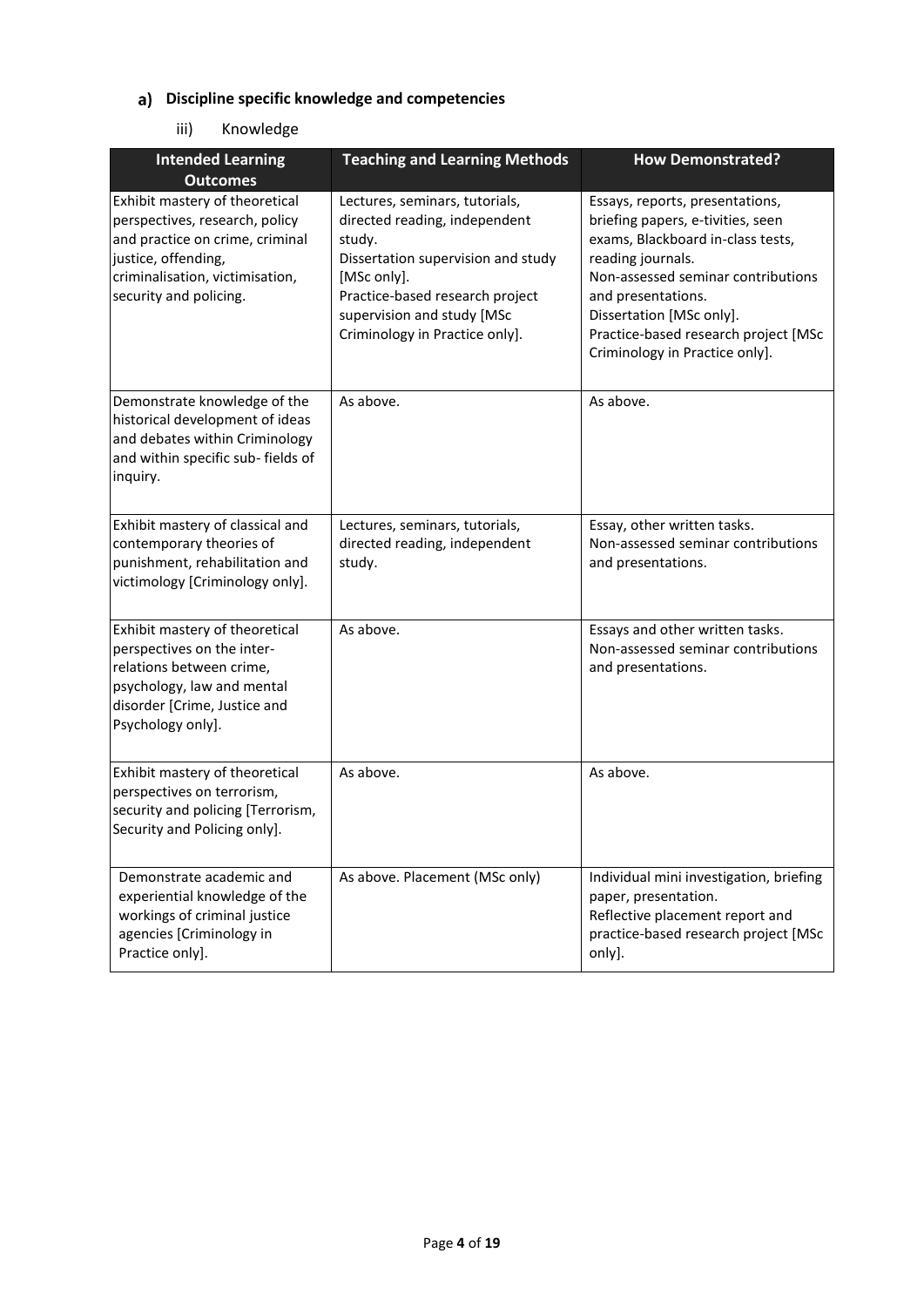## a) Discipline specific knowledge and competencies

### iii) Knowledge

| Intended Learning Outcomes | Teaching and Learning Methods | How Demonstrated? |
|---|---|---|
| Exhibit mastery of theoretical perspectives, research, policy and practice on crime, criminal justice, offending, criminalisation, victimisation, security and policing. | Lectures, seminars, tutorials, directed reading, independent study. Dissertation supervision and study [MSc only]. Practice-based research project supervision and study [MSc Criminology in Practice only]. | Essays, reports, presentations, briefing papers, e-tivities, seen exams, Blackboard in-class tests, reading journals. Non-assessed seminar contributions and presentations. Dissertation [MSc only]. Practice-based research project [MSc Criminology in Practice only]. |
| Demonstrate knowledge of the historical development of ideas and debates within Criminology and within specific sub- fields of inquiry. | As above. | As above. |
| Exhibit mastery of classical and contemporary theories of punishment, rehabilitation and victimology [Criminology only]. | Lectures, seminars, tutorials, directed reading, independent study. | Essay, other written tasks. Non-assessed seminar contributions and presentations. |
| Exhibit mastery of theoretical perspectives on the inter-relations between crime, psychology, law and mental disorder [Crime, Justice and Psychology only]. | As above. | Essays and other written tasks. Non-assessed seminar contributions and presentations. |
| Exhibit mastery of theoretical perspectives on terrorism, security and policing [Terrorism, Security and Policing only]. | As above. | As above. |
| Demonstrate academic and experiential knowledge of the workings of criminal justice agencies [Criminology in Practice only]. | As above. Placement (MSc only) | Individual mini investigation, briefing paper, presentation. Reflective placement report and practice-based research project [MSc only]. |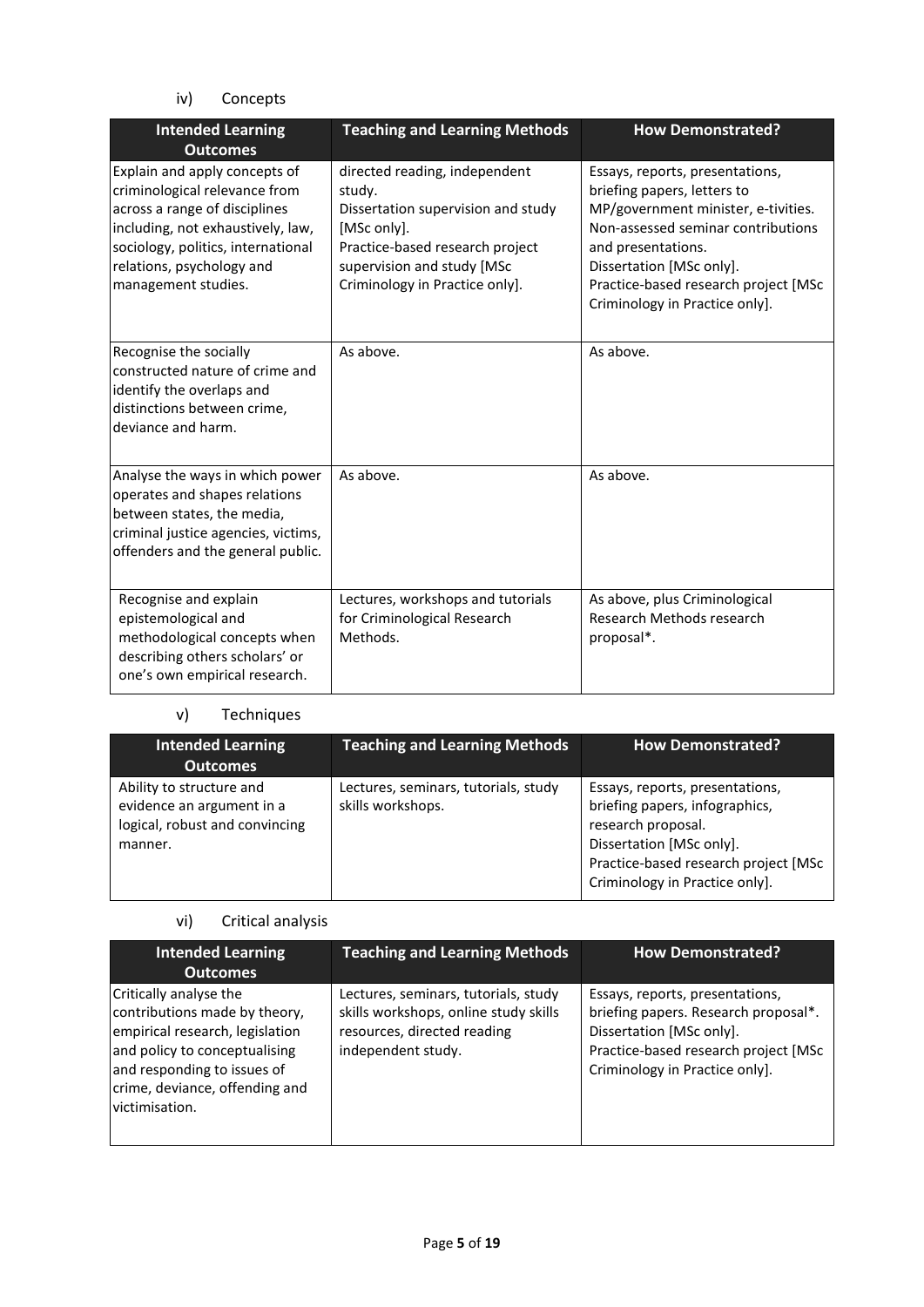iv) Concepts

| Intended Learning Outcomes | Teaching and Learning Methods | How Demonstrated? |
| --- | --- | --- |
| Explain and apply concepts of criminological relevance from across a range of disciplines including, not exhaustively, law, sociology, politics, international relations, psychology and management studies. | directed reading, independent study. Dissertation supervision and study [MSc only]. Practice-based research project supervision and study [MSc Criminology in Practice only]. | Essays, reports, presentations, briefing papers, letters to MP/government minister, e-tivities. Non-assessed seminar contributions and presentations. Dissertation [MSc only]. Practice-based research project [MSc Criminology in Practice only]. |
| Recognise the socially constructed nature of crime and identify the overlaps and distinctions between crime, deviance and harm. | As above. | As above. |
| Analyse the ways in which power operates and shapes relations between states, the media, criminal justice agencies, victims, offenders and the general public. | As above. | As above. |
| Recognise and explain epistemological and methodological concepts when describing others scholars' or one's own empirical research. | Lectures, workshops and tutorials for Criminological Research Methods. | As above, plus Criminological Research Methods research proposal*. |

v) Techniques

| Intended Learning Outcomes | Teaching and Learning Methods | How Demonstrated? |
| --- | --- | --- |
| Ability to structure and evidence an argument in a logical, robust and convincing manner. | Lectures, seminars, tutorials, study skills workshops. | Essays, reports, presentations, briefing papers, infographics, research proposal. Dissertation [MSc only]. Practice-based research project [MSc Criminology in Practice only]. |

vi) Critical analysis

| Intended Learning Outcomes | Teaching and Learning Methods | How Demonstrated? |
| --- | --- | --- |
| Critically analyse the contributions made by theory, empirical research, legislation and policy to conceptualising and responding to issues of crime, deviance, offending and victimisation. | Lectures, seminars, tutorials, study skills workshops, online study skills resources, directed reading independent study. | Essays, reports, presentations, briefing papers. Research proposal*. Dissertation [MSc only]. Practice-based research project [MSc Criminology in Practice only]. |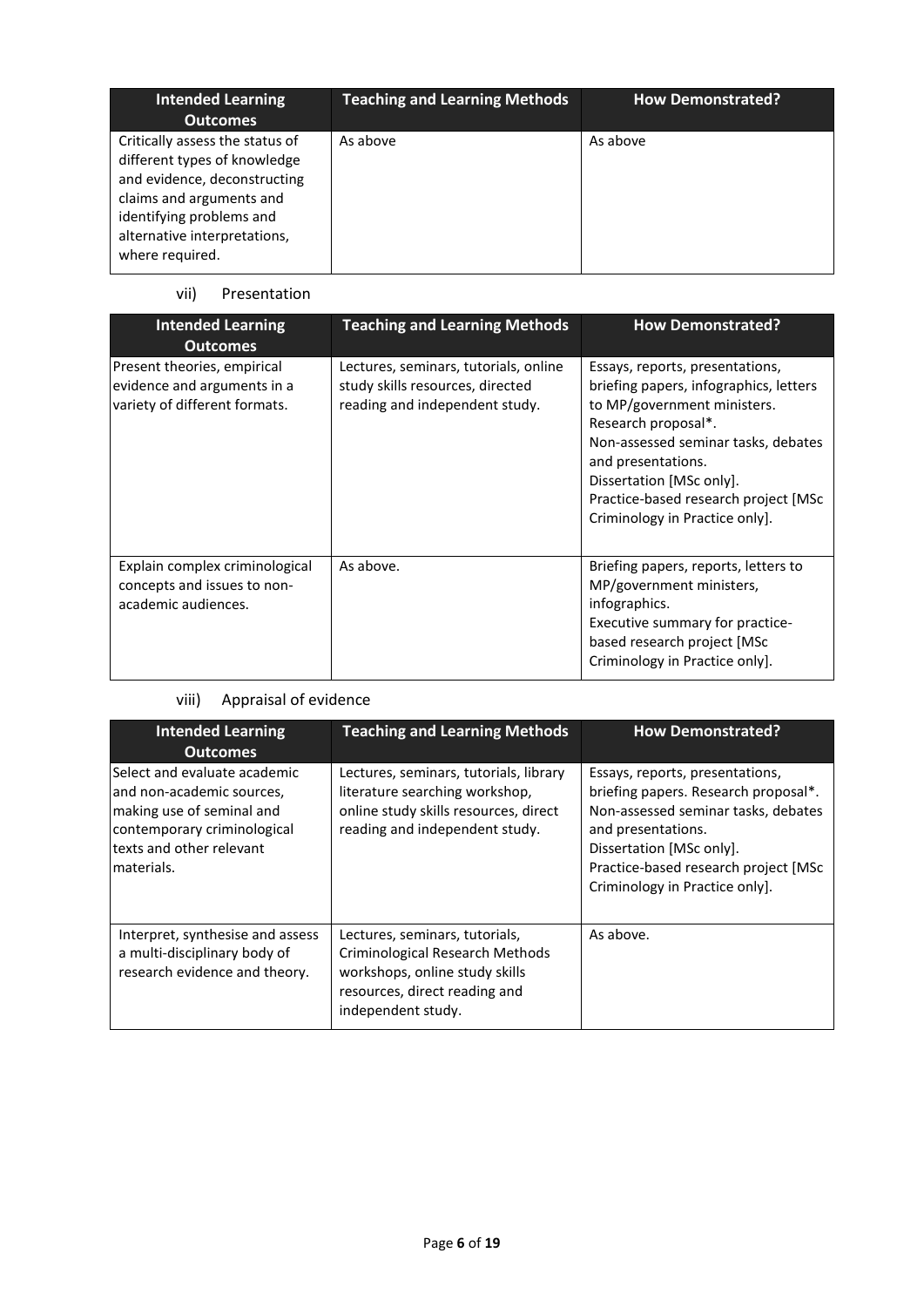| Intended Learning Outcomes | Teaching and Learning Methods | How Demonstrated? |
| --- | --- | --- |
| Critically assess the status of different types of knowledge and evidence, deconstructing claims and arguments and identifying problems and alternative interpretations, where required. | As above | As above |

vii) Presentation

| Intended Learning Outcomes | Teaching and Learning Methods | How Demonstrated? |
| --- | --- | --- |
| Present theories, empirical evidence and arguments in a variety of different formats. | Lectures, seminars, tutorials, online study skills resources, directed reading and independent study. | Essays, reports, presentations, briefing papers, infographics, letters to MP/government ministers. Research proposal*. Non-assessed seminar tasks, debates and presentations. Dissertation [MSc only]. Practice-based research project [MSc Criminology in Practice only]. |
| Explain complex criminological concepts and issues to non-academic audiences. | As above. | Briefing papers, reports, letters to MP/government ministers, infographics. Executive summary for practice-based research project [MSc Criminology in Practice only]. |

viii) Appraisal of evidence

| Intended Learning Outcomes | Teaching and Learning Methods | How Demonstrated? |
| --- | --- | --- |
| Select and evaluate academic and non-academic sources, making use of seminal and contemporary criminological texts and other relevant materials. | Lectures, seminars, tutorials, library literature searching workshop, online study skills resources, direct reading and independent study. | Essays, reports, presentations, briefing papers. Research proposal*. Non-assessed seminar tasks, debates and presentations. Dissertation [MSc only]. Practice-based research project [MSc Criminology in Practice only]. |
| Interpret, synthesise and assess a multi-disciplinary body of research evidence and theory. | Lectures, seminars, tutorials, Criminological Research Methods workshops, online study skills resources, direct reading and independent study. | As above. |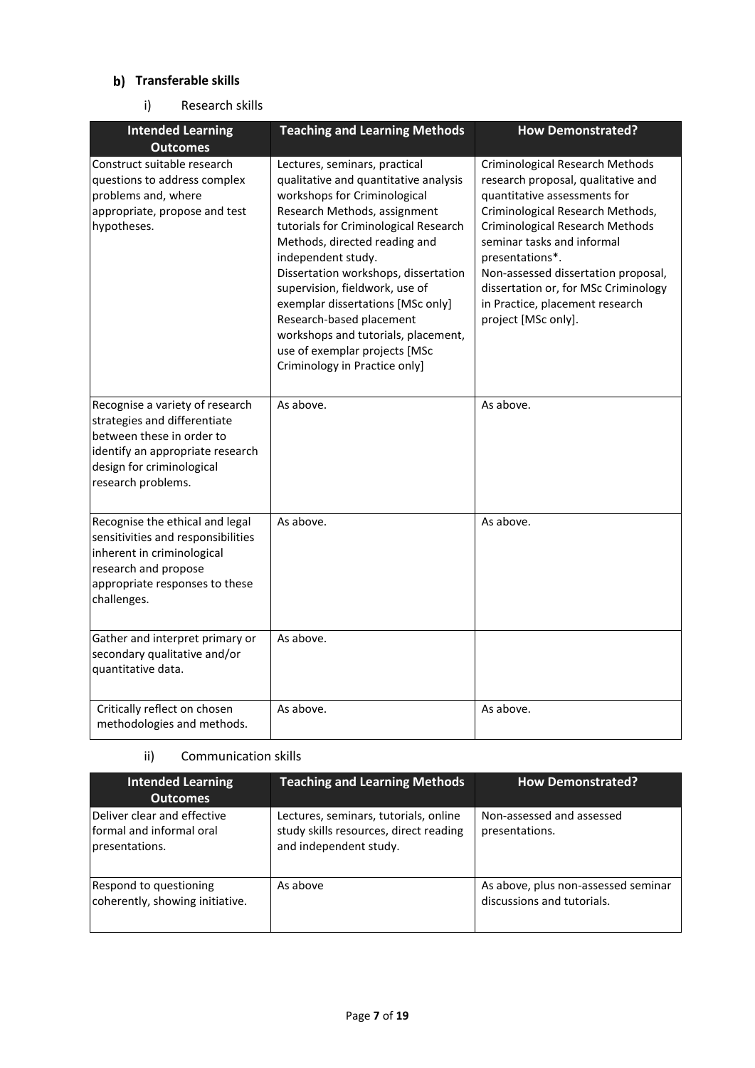## b) Transferable skills

### i) Research skills

| Intended Learning Outcomes | Teaching and Learning Methods | How Demonstrated? |
|---|---|---|
| Construct suitable research questions to address complex problems and, where appropriate, propose and test hypotheses. | Lectures, seminars, practical qualitative and quantitative analysis workshops for Criminological Research Methods, assignment tutorials for Criminological Research Methods, directed reading and independent study. Dissertation workshops, dissertation supervision, fieldwork, use of exemplar dissertations [MSc only] Research-based placement workshops and tutorials, placement, use of exemplar projects [MSc Criminology in Practice only] | Criminological Research Methods research proposal, qualitative and quantitative assessments for Criminological Research Methods, Criminological Research Methods seminar tasks and informal presentations*. Non-assessed dissertation proposal, dissertation or, for MSc Criminology in Practice, placement research project [MSc only]. |
| Recognise a variety of research strategies and differentiate between these in order to identify an appropriate research design for criminological research problems. | As above. | As above. |
| Recognise the ethical and legal sensitivities and responsibilities inherent in criminological research and propose appropriate responses to these challenges. | As above. | As above. |
| Gather and interpret primary or secondary qualitative and/or quantitative data. | As above. | |
| Critically reflect on chosen methodologies and methods. | As above. | As above. |

### ii) Communication skills

| Intended Learning Outcomes | Teaching and Learning Methods | How Demonstrated? |
|---|---|---|
| Deliver clear and effective formal and informal oral presentations. | Lectures, seminars, tutorials, online study skills resources, direct reading and independent study. | Non-assessed and assessed presentations. |
| Respond to questioning coherently, showing initiative. | As above | As above, plus non-assessed seminar discussions and tutorials. |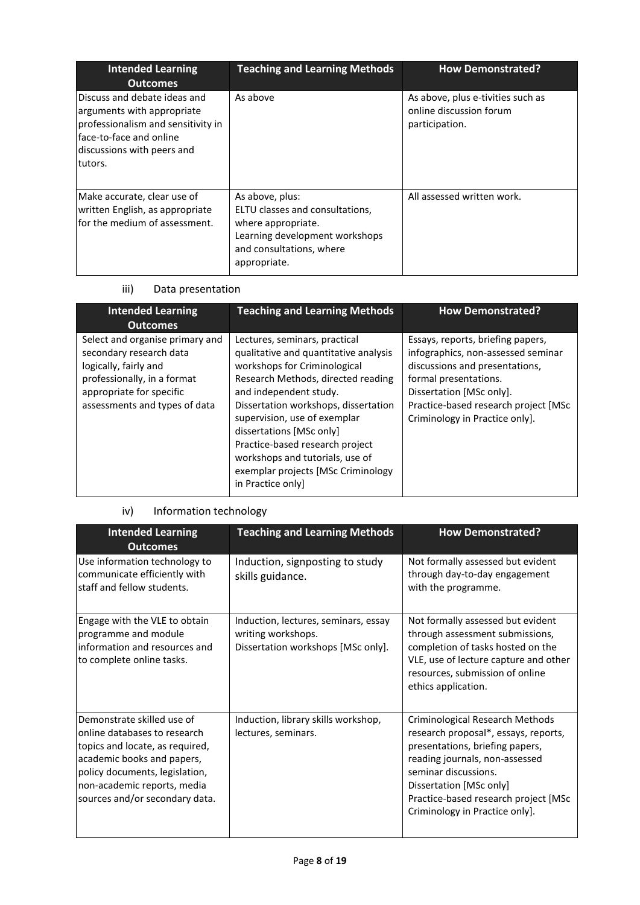| Intended Learning Outcomes | Teaching and Learning Methods | How Demonstrated? |
| --- | --- | --- |
| Discuss and debate ideas and arguments with appropriate professionalism and sensitivity in face-to-face and online discussions with peers and tutors. | As above | As above, plus e-tivities such as online discussion forum participation. |
| Make accurate, clear use of written English, as appropriate for the medium of assessment. | As above, plus:<br>ELTU classes and consultations, where appropriate.<br>Learning development workshops and consultations, where appropriate. | All assessed written work. |

iii) Data presentation

| Intended Learning Outcomes | Teaching and Learning Methods | How Demonstrated? |
| --- | --- | --- |
| Select and organise primary and secondary research data logically, fairly and professionally, in a format appropriate for specific assessments and types of data | Lectures, seminars, practical qualitative and quantitative analysis workshops for Criminological Research Methods, directed reading and independent study.<br>Dissertation workshops, dissertation supervision, use of exemplar dissertations [MSc only]<br>Practice-based research project workshops and tutorials, use of exemplar projects [MSc Criminology in Practice only] | Essays, reports, briefing papers, infographics, non-assessed seminar discussions and presentations, formal presentations.<br>Dissertation [MSc only].<br>Practice-based research project [MSc Criminology in Practice only]. |

iv) Information technology

| Intended Learning Outcomes | Teaching and Learning Methods | How Demonstrated? |
| --- | --- | --- |
| Use information technology to communicate efficiently with staff and fellow students. | Induction, signposting to study skills guidance. | Not formally assessed but evident through day-to-day engagement with the programme. |
| Engage with the VLE to obtain programme and module information and resources and to complete online tasks. | Induction, lectures, seminars, essay writing workshops.<br>Dissertation workshops [MSc only]. | Not formally assessed but evident through assessment submissions, completion of tasks hosted on the VLE, use of lecture capture and other resources, submission of online ethics application. |
| Demonstrate skilled use of online databases to research topics and locate, as required, academic books and papers, policy documents, legislation, non-academic reports, media sources and/or secondary data. | Induction, library skills workshop, lectures, seminars. | Criminological Research Methods research proposal*, essays, reports, briefing papers, presentations, reading journals, non-assessed seminar discussions.<br>Dissertation [MSc only]<br>Practice-based research project [MSc Criminology in Practice only]. |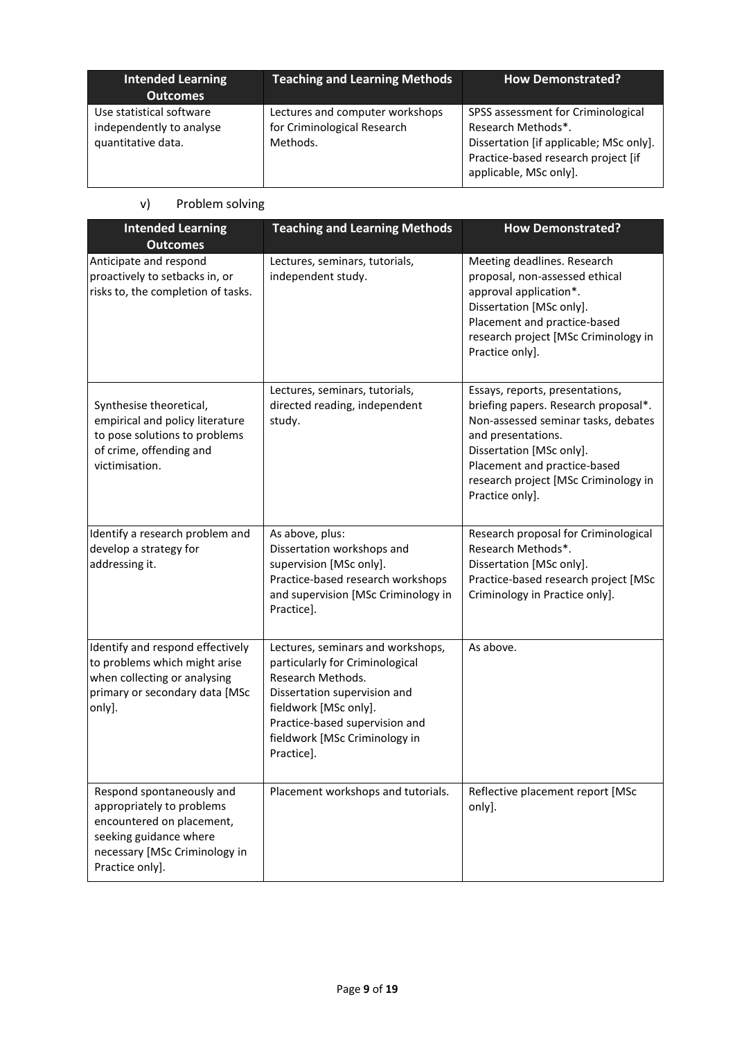| Intended Learning Outcomes | Teaching and Learning Methods | How Demonstrated? |
| --- | --- | --- |
| Use statistical software independently to analyse quantitative data. | Lectures and computer workshops for Criminological Research Methods. | SPSS assessment for Criminological Research Methods*. Dissertation [if applicable; MSc only]. Practice-based research project [if applicable, MSc only]. |

v) Problem solving

| Intended Learning Outcomes | Teaching and Learning Methods | How Demonstrated? |
| --- | --- | --- |
| Anticipate and respond proactively to setbacks in, or risks to, the completion of tasks. | Lectures, seminars, tutorials, independent study. | Meeting deadlines. Research proposal, non-assessed ethical approval application*. Dissertation [MSc only]. Placement and practice-based research project [MSc Criminology in Practice only]. |
| Synthesise theoretical, empirical and policy literature to pose solutions to problems of crime, offending and victimisation. | Lectures, seminars, tutorials, directed reading, independent study. | Essays, reports, presentations, briefing papers. Research proposal*. Non-assessed seminar tasks, debates and presentations. Dissertation [MSc only]. Placement and practice-based research project [MSc Criminology in Practice only]. |
| Identify a research problem and develop a strategy for addressing it. | As above, plus: Dissertation workshops and supervision [MSc only]. Practice-based research workshops and supervision [MSc Criminology in Practice]. | Research proposal for Criminological Research Methods*. Dissertation [MSc only]. Practice-based research project [MSc Criminology in Practice only]. |
| Identify and respond effectively to problems which might arise when collecting or analysing primary or secondary data [MSc only]. | Lectures, seminars and workshops, particularly for Criminological Research Methods. Dissertation supervision and fieldwork [MSc only]. Practice-based supervision and fieldwork [MSc Criminology in Practice]. | As above. |
| Respond spontaneously and appropriately to problems encountered on placement, seeking guidance where necessary [MSc Criminology in Practice only]. | Placement workshops and tutorials. | Reflective placement report [MSc only]. |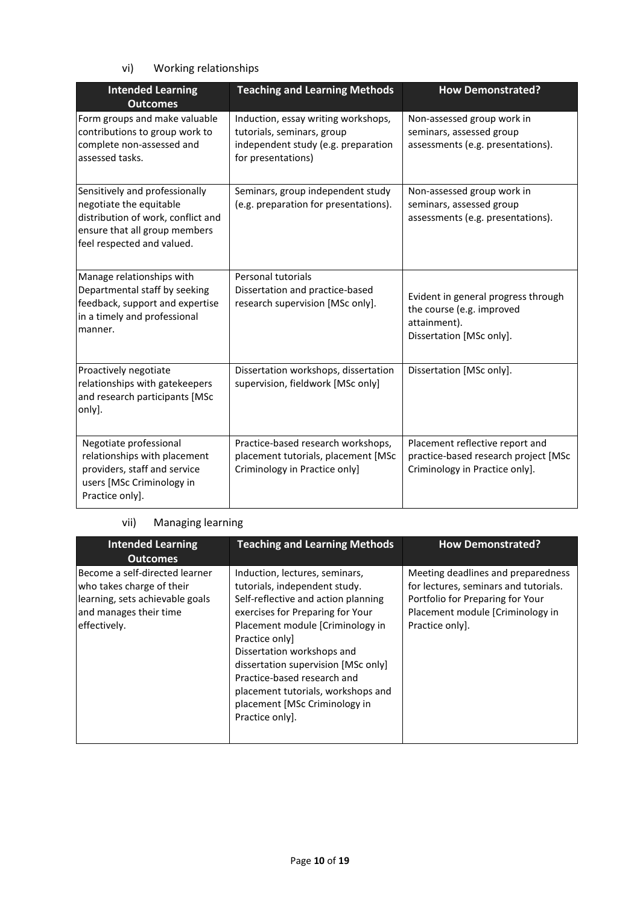vi) Working relationships

| Intended Learning Outcomes | Teaching and Learning Methods | How Demonstrated? |
|---|---|---|
| Form groups and make valuable contributions to group work to complete non-assessed and assessed tasks. | Induction, essay writing workshops, tutorials, seminars, group independent study (e.g. preparation for presentations) | Non-assessed group work in seminars, assessed group assessments (e.g. presentations). |
| Sensitively and professionally negotiate the equitable distribution of work, conflict and ensure that all group members feel respected and valued. | Seminars, group independent study (e.g. preparation for presentations). | Non-assessed group work in seminars, assessed group assessments (e.g. presentations). |
| Manage relationships with Departmental staff by seeking feedback, support and expertise in a timely and professional manner. | Personal tutorials<br>Dissertation and practice-based research supervision [MSc only]. | Evident in general progress through the course (e.g. improved attainment).<br>Dissertation [MSc only]. |
| Proactively negotiate relationships with gatekeepers and research participants [MSc only]. | Dissertation workshops, dissertation supervision, fieldwork [MSc only] | Dissertation [MSc only]. |
| Negotiate professional relationships with placement providers, staff and service users [MSc Criminology in Practice only]. | Practice-based research workshops, placement tutorials, placement [MSc Criminology in Practice only] | Placement reflective report and practice-based research project [MSc Criminology in Practice only]. |

vii) Managing learning

| Intended Learning Outcomes | Teaching and Learning Methods | How Demonstrated? |
|---|---|---|
| Become a self-directed learner who takes charge of their learning, sets achievable goals and manages their time effectively. | Induction, lectures, seminars, tutorials, independent study.<br>Self-reflective and action planning exercises for Preparing for Your Placement module [Criminology in Practice only]<br>Dissertation workshops and dissertation supervision [MSc only]<br>Practice-based research and placement tutorials, workshops and placement [MSc Criminology in Practice only]. | Meeting deadlines and preparedness for lectures, seminars and tutorials.<br>Portfolio for Preparing for Your Placement module [Criminology in Practice only]. |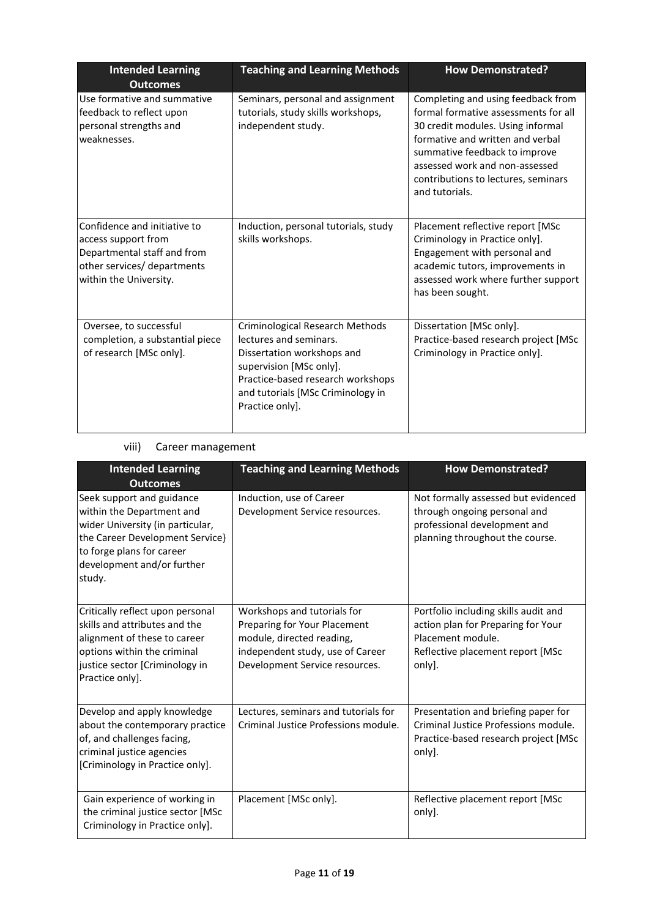| Intended Learning Outcomes | Teaching and Learning Methods | How Demonstrated? |
|---|---|---|
| Use formative and summative feedback to reflect upon personal strengths and weaknesses. | Seminars, personal and assignment tutorials, study skills workshops, independent study. | Completing and using feedback from formal formative assessments for all 30 credit modules. Using informal formative and written and verbal summative feedback to improve assessed work and non-assessed contributions to lectures, seminars and tutorials. |
| Confidence and initiative to access support from Departmental staff and from other services/ departments within the University. | Induction, personal tutorials, study skills workshops. | Placement reflective report [MSc Criminology in Practice only]. Engagement with personal and academic tutors, improvements in assessed work where further support has been sought. |
| Oversee, to successful completion, a substantial piece of research [MSc only]. | Criminological Research Methods lectures and seminars. Dissertation workshops and supervision [MSc only]. Practice-based research workshops and tutorials [MSc Criminology in Practice only]. | Dissertation [MSc only]. Practice-based research project [MSc Criminology in Practice only]. |

viii) Career management

| Intended Learning Outcomes | Teaching and Learning Methods | How Demonstrated? |
|---|---|---|
| Seek support and guidance within the Department and wider University (in particular, the Career Development Service} to forge plans for career development and/or further study. | Induction, use of Career Development Service resources. | Not formally assessed but evidenced through ongoing personal and professional development and planning throughout the course. |
| Critically reflect upon personal skills and attributes and the alignment of these to career options within the criminal justice sector [Criminology in Practice only]. | Workshops and tutorials for Preparing for Your Placement module, directed reading, independent study, use of Career Development Service resources. | Portfolio including skills audit and action plan for Preparing for Your Placement module. Reflective placement report [MSc only]. |
| Develop and apply knowledge about the contemporary practice of, and challenges facing, criminal justice agencies [Criminology in Practice only]. | Lectures, seminars and tutorials for Criminal Justice Professions module. | Presentation and briefing paper for Criminal Justice Professions module. Practice-based research project [MSc only]. |
| Gain experience of working in the criminal justice sector [MSc Criminology in Practice only]. | Placement [MSc only]. | Reflective placement report [MSc only]. |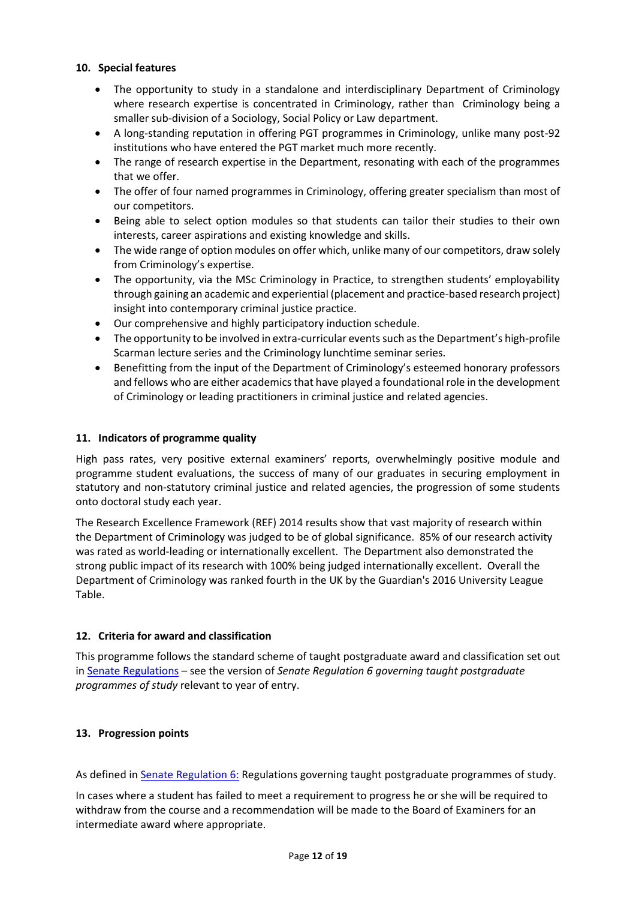## 10. Special features

- The opportunity to study in a standalone and interdisciplinary Department of Criminology where research expertise is concentrated in Criminology, rather than Criminology being a smaller sub-division of a Sociology, Social Policy or Law department.
- A long-standing reputation in offering PGT programmes in Criminology, unlike many post-92 institutions who have entered the PGT market much more recently.
- The range of research expertise in the Department, resonating with each of the programmes that we offer.
- The offer of four named programmes in Criminology, offering greater specialism than most of our competitors.
- Being able to select option modules so that students can tailor their studies to their own interests, career aspirations and existing knowledge and skills.
- The wide range of option modules on offer which, unlike many of our competitors, draw solely from Criminology's expertise.
- The opportunity, via the MSc Criminology in Practice, to strengthen students' employability through gaining an academic and experiential (placement and practice-based research project) insight into contemporary criminal justice practice.
- Our comprehensive and highly participatory induction schedule.
- The opportunity to be involved in extra-curricular events such as the Department's high-profile Scarman lecture series and the Criminology lunchtime seminar series.
- Benefitting from the input of the Department of Criminology's esteemed honorary professors and fellows who are either academics that have played a foundational role in the development of Criminology or leading practitioners in criminal justice and related agencies.

## 11. Indicators of programme quality

High pass rates, very positive external examiners' reports, overwhelmingly positive module and programme student evaluations, the success of many of our graduates in securing employment in statutory and non-statutory criminal justice and related agencies, the progression of some students onto doctoral study each year.

The Research Excellence Framework (REF) 2014 results show that vast majority of research within the Department of Criminology was judged to be of global significance. 85% of our research activity was rated as world-leading or internationally excellent. The Department also demonstrated the strong public impact of its research with 100% being judged internationally excellent. Overall the Department of Criminology was ranked fourth in the UK by the Guardian's 2016 University League Table.

## 12. Criteria for award and classification

This programme follows the standard scheme of taught postgraduate award and classification set out in Senate Regulations – see the version of *Senate Regulation 6 governing taught postgraduate programmes of study* relevant to year of entry.

## 13. Progression points

As defined in Senate Regulation 6: Regulations governing taught postgraduate programmes of study.

In cases where a student has failed to meet a requirement to progress he or she will be required to withdraw from the course and a recommendation will be made to the Board of Examiners for an intermediate award where appropriate.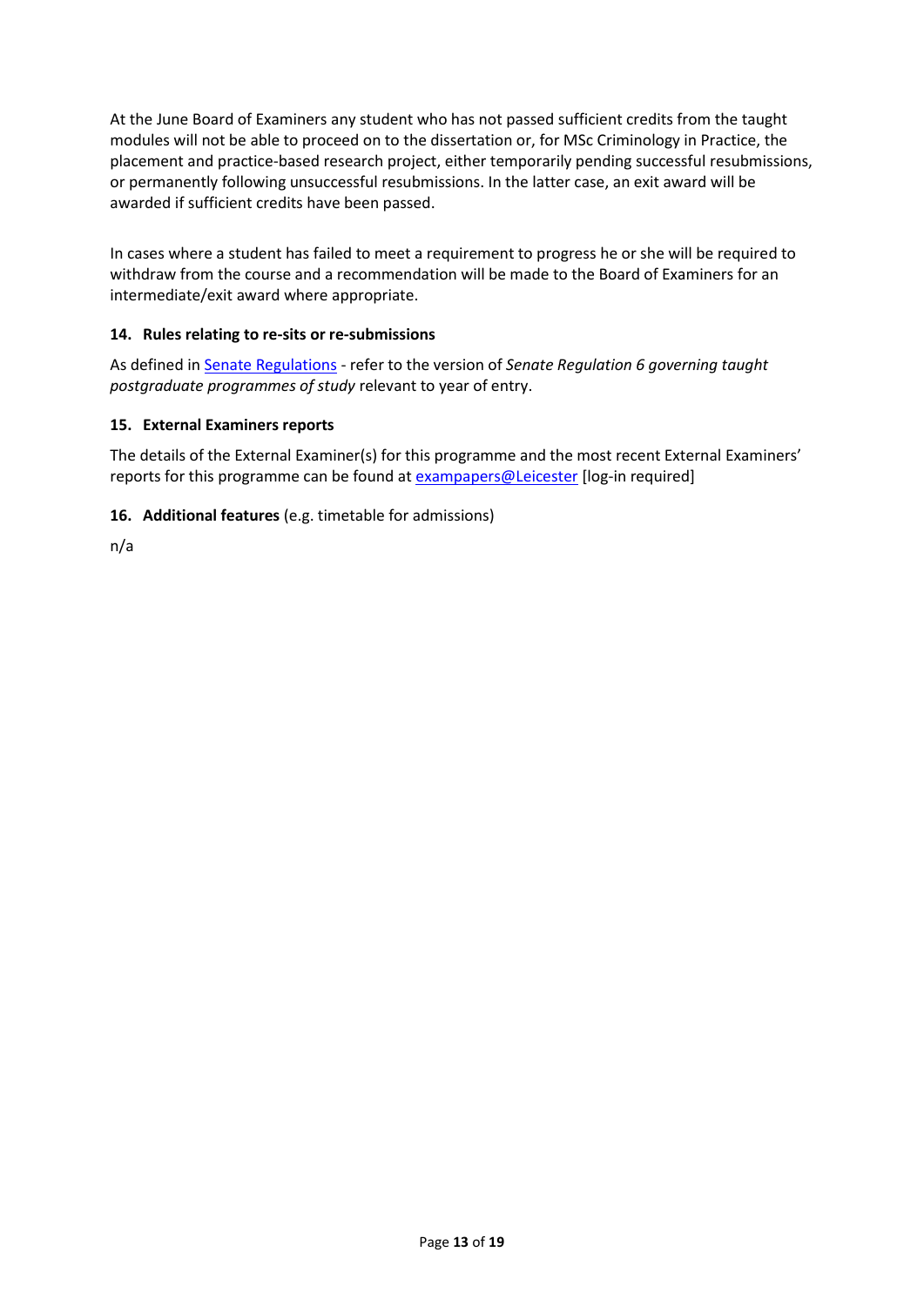At the June Board of Examiners any student who has not passed sufficient credits from the taught modules will not be able to proceed on to the dissertation or, for MSc Criminology in Practice, the placement and practice-based research project, either temporarily pending successful resubmissions, or permanently following unsuccessful resubmissions. In the latter case, an exit award will be awarded if sufficient credits have been passed.

In cases where a student has failed to meet a requirement to progress he or she will be required to withdraw from the course and a recommendation will be made to the Board of Examiners for an intermediate/exit award where appropriate.

### 14. Rules relating to re-sits or re-submissions

As defined in Senate Regulations - refer to the version of *Senate Regulation 6 governing taught postgraduate programmes of study* relevant to year of entry.

### 15. External Examiners reports

The details of the External Examiner(s) for this programme and the most recent External Examiners' reports for this programme can be found at exampapers@Leicester [log-in required]

### 16. Additional features (e.g. timetable for admissions)

n/a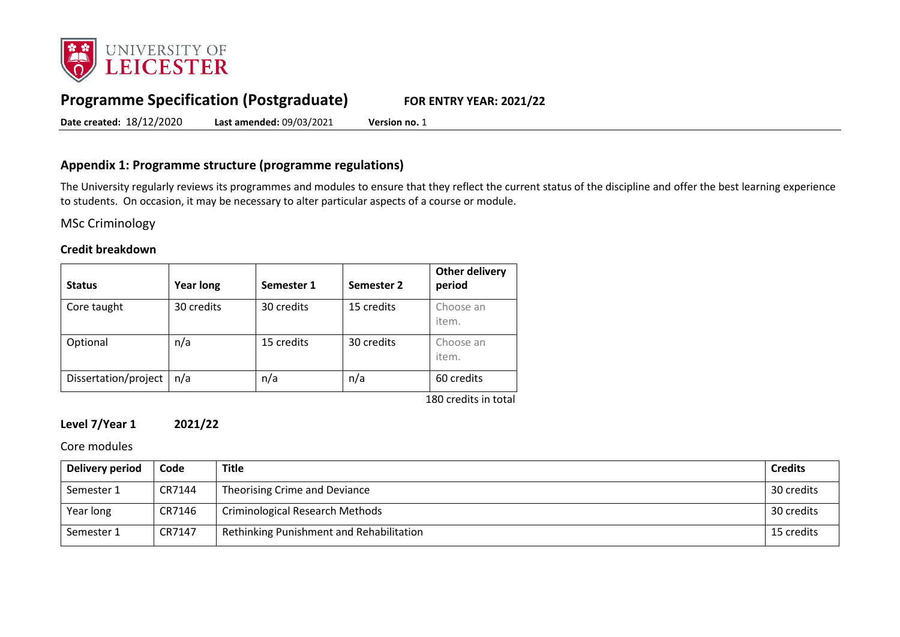# Programme Specification (Postgraduate) FOR ENTRY YEAR: 2021/22

**Date created:** 18/12/2020 **Last amended:** 09/03/2021 **Version no.** 1

## Appendix 1: Programme structure (programme regulations)

The University regularly reviews its programmes and modules to ensure that they reflect the current status of the discipline and offer the best learning experience to students. On occasion, it may be necessary to alter particular aspects of a course or module.

MSc Criminology

### Credit breakdown

| Status | Year long | Semester 1 | Semester 2 | Other delivery period |
|---|---|---|---|---|
| Core taught | 30 credits | 30 credits | 15 credits | Choose an item. |
| Optional | n/a | 15 credits | 30 credits | Choose an item. |
| Dissertation/project | n/a | n/a | n/a | 60 credits |

180 credits in total

### Level 7/Year 1 2021/22

Core modules

| Delivery period | Code | Title | Credits |
|---|---|---|---|
| Semester 1 | CR7144 | Theorising Crime and Deviance | 30 credits |
| Year long | CR7146 | Criminological Research Methods | 30 credits |
| Semester 1 | CR7147 | Rethinking Punishment and Rehabilitation | 15 credits |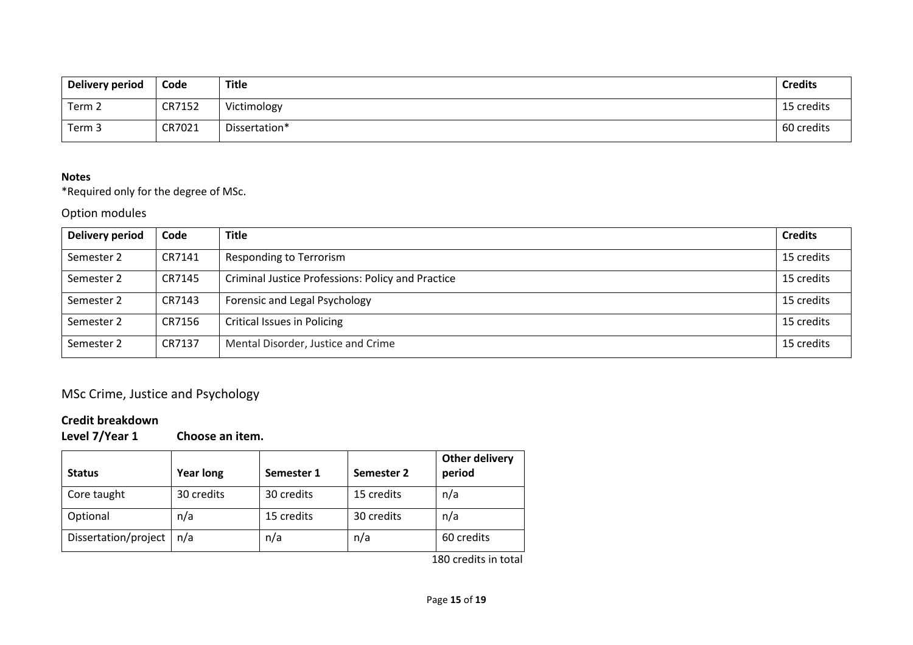| Delivery period | Code | Title | Credits |
|---|---|---|---|
| Term 2 | CR7152 | Victimology | 15 credits |
| Term 3 | CR7021 | Dissertation* | 60 credits |

**Notes**

*Required only for the degree of MSc.

### Option modules

| Delivery period | Code | Title | Credits |
|---|---|---|---|
| Semester 2 | CR7141 | Responding to Terrorism | 15 credits |
| Semester 2 | CR7145 | Criminal Justice Professions: Policy and Practice | 15 credits |
| Semester 2 | CR7143 | Forensic and Legal Psychology | 15 credits |
| Semester 2 | CR7156 | Critical Issues in Policing | 15 credits |
| Semester 2 | CR7137 | Mental Disorder, Justice and Crime | 15 credits |

## MSc Crime, Justice and Psychology

**Credit breakdown**

**Level 7/Year 1 Choose an item.**

| Status | Year long | Semester 1 | Semester 2 | Other delivery period |
|---|---|---|---|---|
| Core taught | 30 credits | 30 credits | 15 credits | n/a |
| Optional | n/a | 15 credits | 30 credits | n/a |
| Dissertation/project | n/a | n/a | n/a | 60 credits |

180 credits in total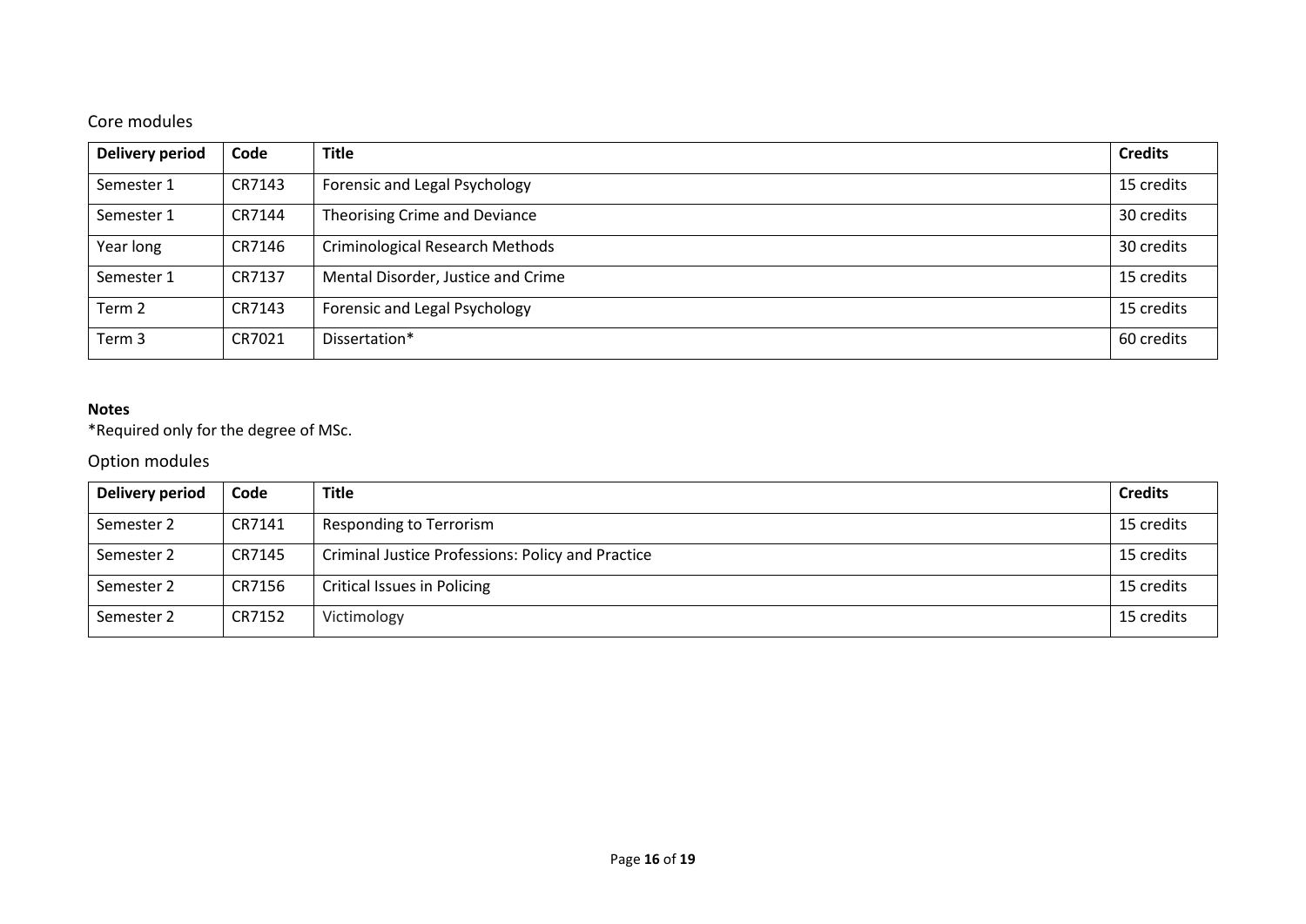## Core modules

| Delivery period | Code | Title | Credits |
|---|---|---|---|
| Semester 1 | CR7143 | Forensic and Legal Psychology | 15 credits |
| Semester 1 | CR7144 | Theorising Crime and Deviance | 30 credits |
| Year long | CR7146 | Criminological Research Methods | 30 credits |
| Semester 1 | CR7137 | Mental Disorder, Justice and Crime | 15 credits |
| Term 2 | CR7143 | Forensic and Legal Psychology | 15 credits |
| Term 3 | CR7021 | Dissertation* | 60 credits |

**Notes**

*Required only for the degree of MSc.

## Option modules

| Delivery period | Code | Title | Credits |
|---|---|---|---|
| Semester 2 | CR7141 | Responding to Terrorism | 15 credits |
| Semester 2 | CR7145 | Criminal Justice Professions: Policy and Practice | 15 credits |
| Semester 2 | CR7156 | Critical Issues in Policing | 15 credits |
| Semester 2 | CR7152 | Victimology | 15 credits |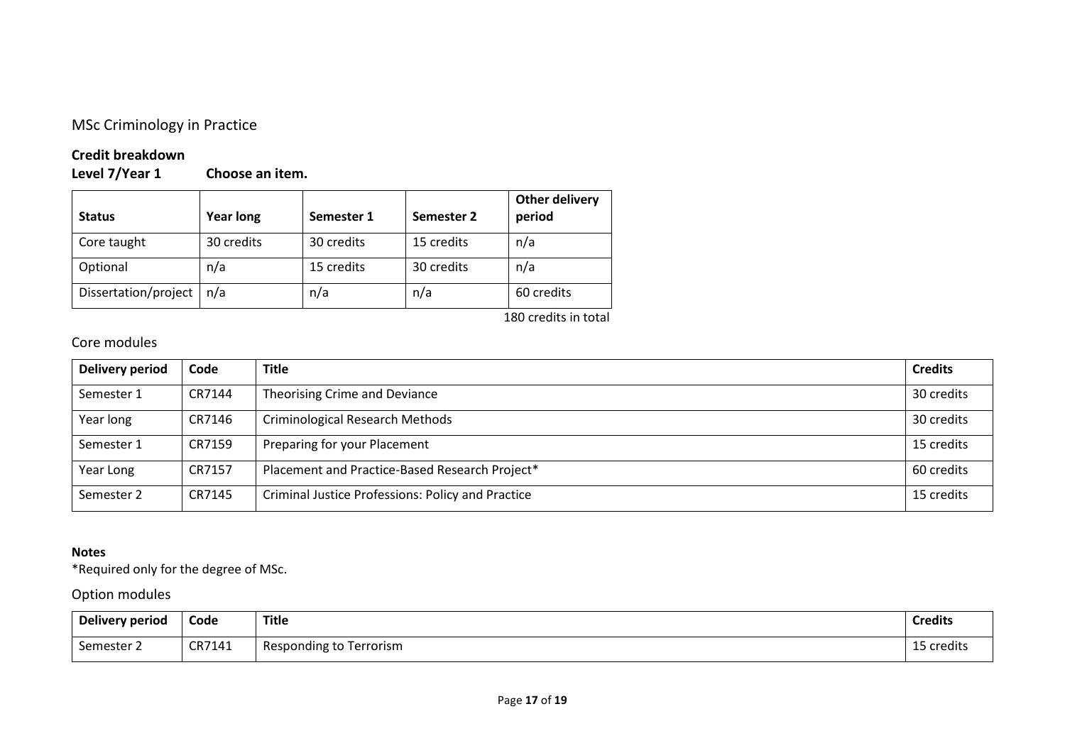## MSc Criminology in Practice

**Credit breakdown**

**Level 7/Year 1 Choose an item.**

| Status | Year long | Semester 1 | Semester 2 | Other delivery period |
|---|---|---|---|---|
| Core taught | 30 credits | 30 credits | 15 credits | n/a |
| Optional | n/a | 15 credits | 30 credits | n/a |
| Dissertation/project | n/a | n/a | n/a | 60 credits |

180 credits in total

### Core modules

| Delivery period | Code | Title | Credits |
|---|---|---|---|
| Semester 1 | CR7144 | Theorising Crime and Deviance | 30 credits |
| Year long | CR7146 | Criminological Research Methods | 30 credits |
| Semester 1 | CR7159 | Preparing for your Placement | 15 credits |
| Year Long | CR7157 | Placement and Practice-Based Research Project* | 60 credits |
| Semester 2 | CR7145 | Criminal Justice Professions: Policy and Practice | 15 credits |

**Notes**

*Required only for the degree of MSc.

### Option modules

| Delivery period | Code | Title | Credits |
|---|---|---|---|
| Semester 2 | CR7141 | Responding to Terrorism | 15 credits |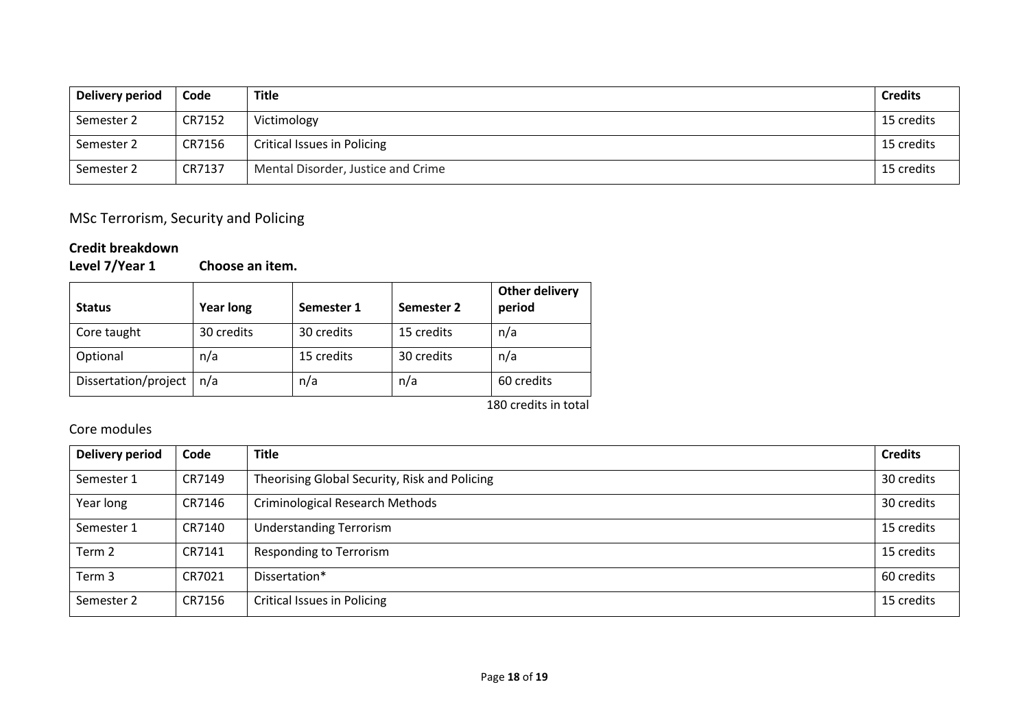| Delivery period | Code | Title | Credits |
|---|---|---|---|
| Semester 2 | CR7152 | Victimology | 15 credits |
| Semester 2 | CR7156 | Critical Issues in Policing | 15 credits |
| Semester 2 | CR7137 | Mental Disorder, Justice and Crime | 15 credits |

## MSc Terrorism, Security and Policing

**Credit breakdown**

**Level 7/Year 1 Choose an item.**

| Status | Year long | Semester 1 | Semester 2 | Other delivery period |
|---|---|---|---|---|
| Core taught | 30 credits | 30 credits | 15 credits | n/a |
| Optional | n/a | 15 credits | 30 credits | n/a |
| Dissertation/project | n/a | n/a | n/a | 60 credits |

180 credits in total

### Core modules

| Delivery period | Code | Title | Credits |
|---|---|---|---|
| Semester 1 | CR7149 | Theorising Global Security, Risk and Policing | 30 credits |
| Year long | CR7146 | Criminological Research Methods | 30 credits |
| Semester 1 | CR7140 | Understanding Terrorism | 15 credits |
| Term 2 | CR7141 | Responding to Terrorism | 15 credits |
| Term 3 | CR7021 | Dissertation* | 60 credits |
| Semester 2 | CR7156 | Critical Issues in Policing | 15 credits |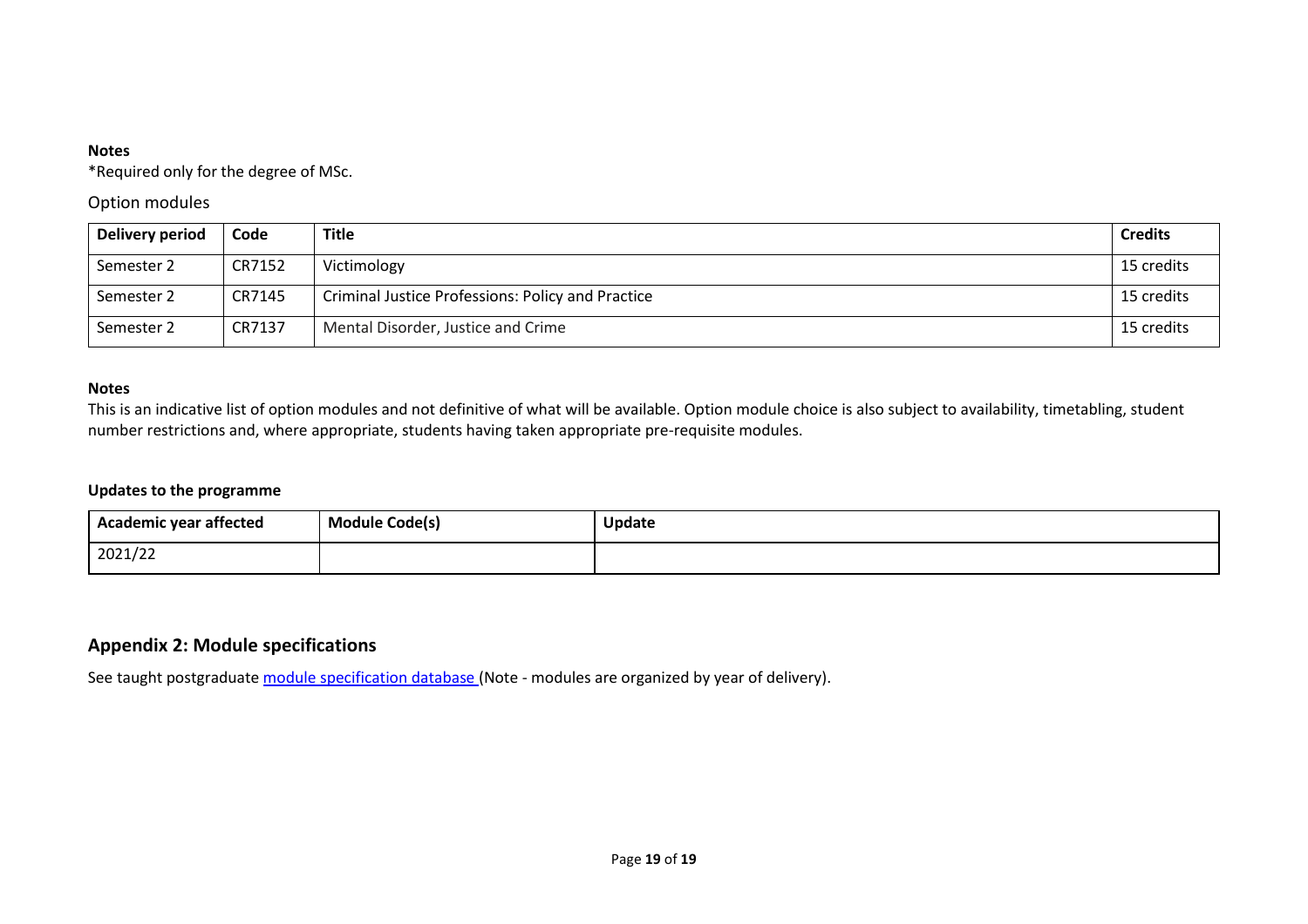**Notes**

*Required only for the degree of MSc.

Option modules

| Delivery period | Code | Title | Credits |
|---|---|---|---|
| Semester 2 | CR7152 | Victimology | 15 credits |
| Semester 2 | CR7145 | Criminal Justice Professions: Policy and Practice | 15 credits |
| Semester 2 | CR7137 | Mental Disorder, Justice and Crime | 15 credits |

**Notes**

This is an indicative list of option modules and not definitive of what will be available. Option module choice is also subject to availability, timetabling, student number restrictions and, where appropriate, students having taken appropriate pre-requisite modules.

**Updates to the programme**

| Academic year affected | Module Code(s) | Update |
|---|---|---|
| 2021/22 | | |

## Appendix 2: Module specifications

See taught postgraduate module specification database (Note - modules are organized by year of delivery).